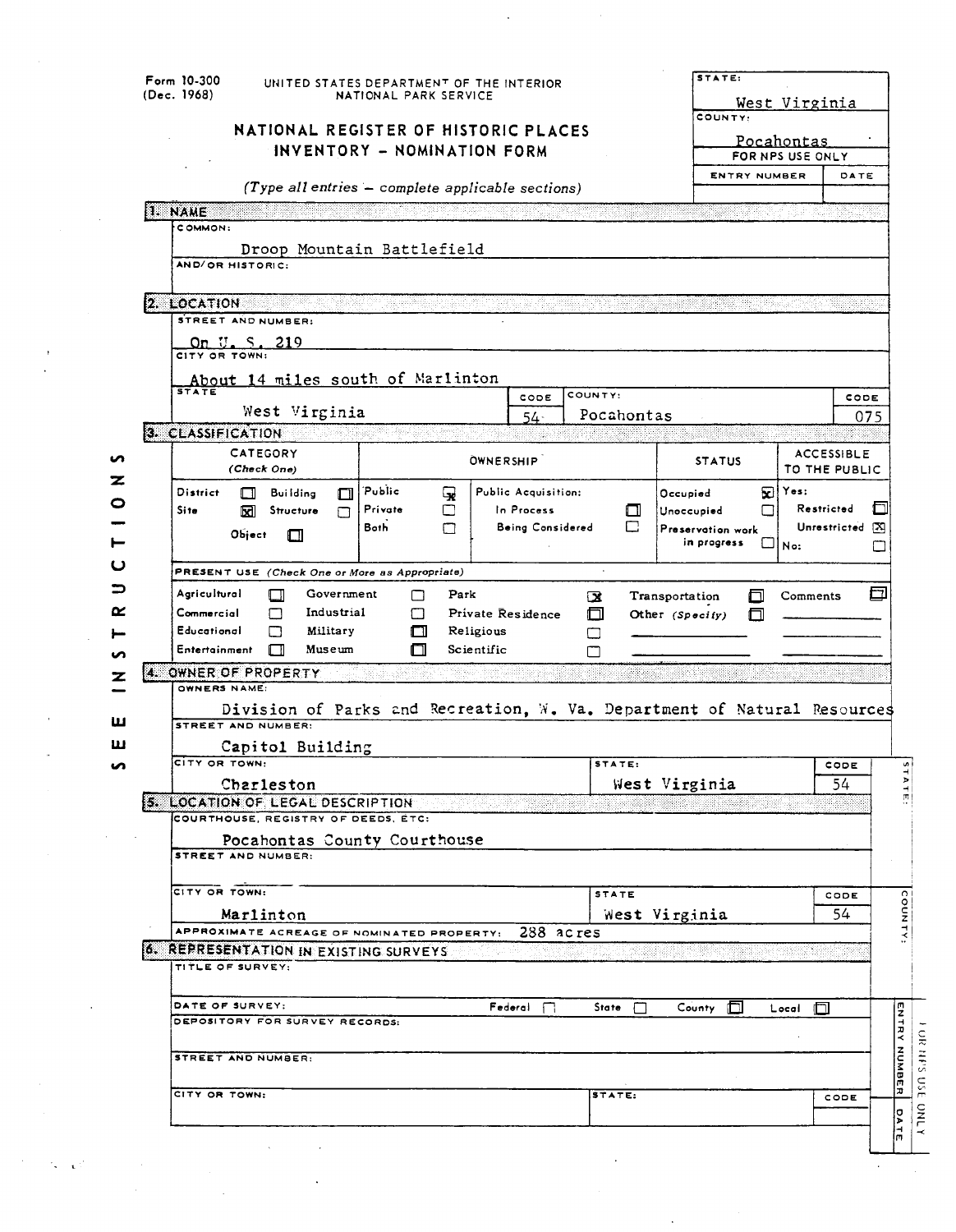Form 10-300
(Dec. 1968)

UNITED STATES DEPARTMENT OF THE INTERIOR
NATIONAL PARK SERVICE

# NATIONAL REGISTER OF HISTORIC PLACES
# INVENTORY - NOMINATION FORM

*(Type all entries – complete applicable sections)*

| STATE: | |
|---|---|
| West Virginia | |
| COUNTY: | |
| Pocahontas | |
| FOR NPS USE ONLY | |
| ENTRY NUMBER | DATE |
| | |

## 1. NAME

COMMON:

Droop Mountain Battlefield

AND/OR HISTORIC:

## 2. LOCATION

STREET AND NUMBER:

On U. S. 219

CITY OR TOWN:

About 14 miles south of Marlinton

| STATE | CODE | COUNTY: | CODE |
|---|---|---|---|
| West Virginia | 54 | Pocahontas | 075 |

## 3. CLASSIFICATION

| CATEGORY (Check One) | | OWNERSHIP | | | STATUS | ACCESSIBLE TO THE PUBLIC |
|---|---|---|---|---|---|---|
| District ☐ | Building ☐ | Public ☒ | Public Acquisition: | | Occupied ☒ | Yes: |
| Site ☒ | Structure ☐ | Private ☐ | In Process ☐ | | Unoccupied ☐ | Restricted ☐ |
| Object ☐ | | Both ☐ | Being Considered ☐ | | Preservation work in progress ☐ | Unrestricted ☒ |
| | | | | | | No: ☐ |

PRESENT USE *(Check One or More as Appropriate)*

| | | | |
|---|---|---|---|
| Agricultural ☐ | Government ☐ | Park ☒ | Transportation ☐ |
| Commercial ☐ | Industrial ☐ | Private Residence ☐ | Other (Specify) ☐ |
| Educational ☐ | Military ☐ | Religious ☐ | |
| Entertainment ☐ | Museum ☐ | Scientific ☐ | |

Comments ☐

## 4. OWNER OF PROPERTY

OWNERS NAME:

Division of Parks and Recreation, W. Va. Department of Natural Resources

STREET AND NUMBER:

Capitol Building

| CITY OR TOWN: | STATE: | CODE |
|---|---|---|
| Charleston | West Virginia | 54 |

## 5. LOCATION OF LEGAL DESCRIPTION

COURTHOUSE, REGISTRY OF DEEDS, ETC:

Pocahontas County Courthouse

STREET AND NUMBER:

| CITY OR TOWN: | STATE | CODE |
|---|---|---|
| Marlinton | West Virginia | 54 |

APPROXIMATE ACREAGE OF NOMINATED PROPERTY: 288 acres

## 6. REPRESENTATION IN EXISTING SURVEYS

TITLE OF SURVEY:

DATE OF SURVEY: Federal ☐ State ☐ County ☐ Local ☐

DEPOSITORY FOR SURVEY RECORDS:

STREET AND NUMBER:

| CITY OR TOWN: | STATE: | CODE |
|---|---|---|
| | | |

SEE INSTRUCTIONS

STATE: COUNTY: FOR NPS USE ONLY ENTRY NUMBER DATE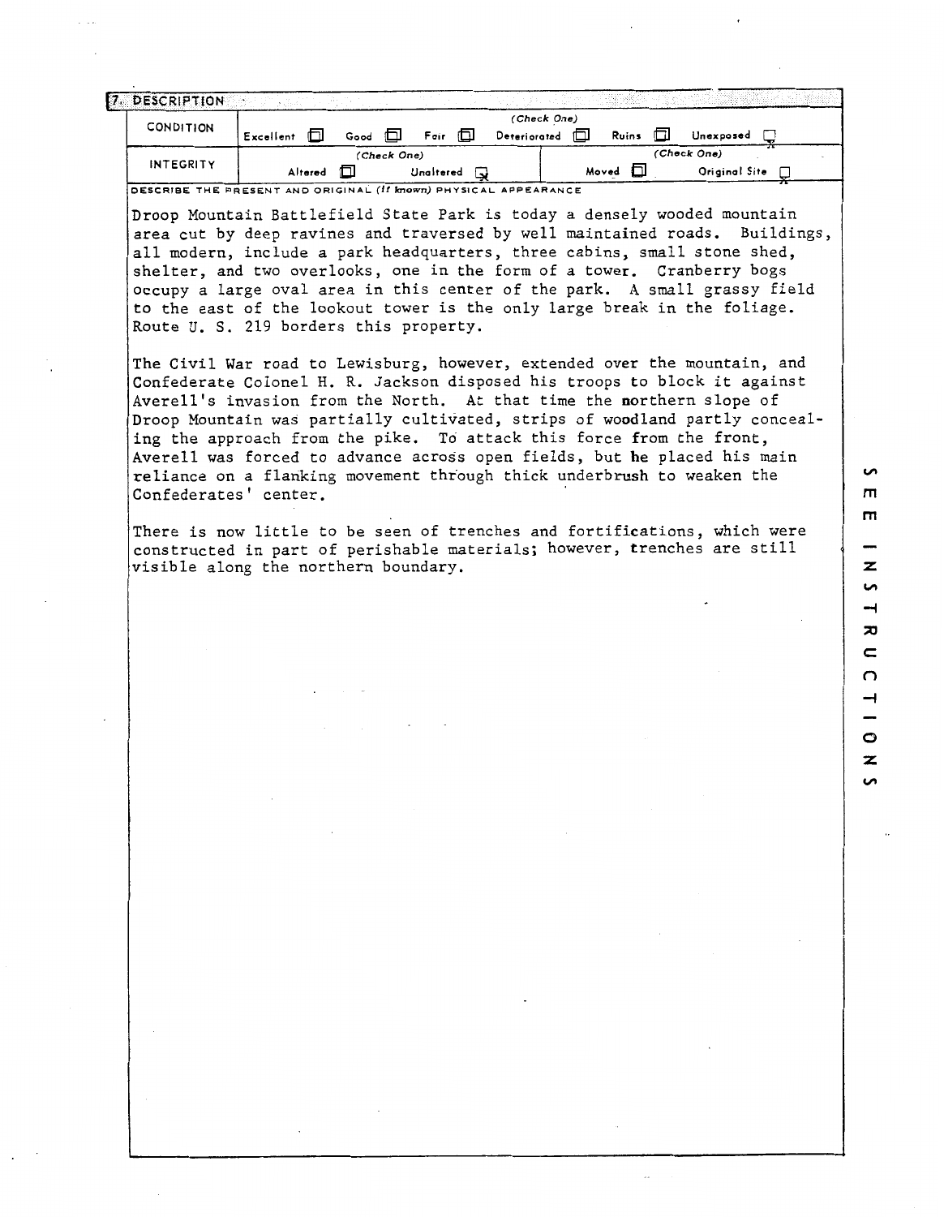## 7. DESCRIPTION

| CONDITION | (Check One) | | | | | |
|---|---|---|---|---|---|---|
| | Excellent ☐ | Good ☐ | Fair ☐ | Deteriorated ☐ | Ruins ☐ | Unexposed ☒ |

| INTEGRITY | (Check One) | | (Check One) | |
|---|---|---|---|---|
| | Altered ☐ | Unaltered ☒ | Moved ☐ | Original Site ☒ |

DESCRIBE THE PRESENT AND ORIGINAL *(If known)* PHYSICAL APPEARANCE

Droop Mountain Battlefield State Park is today a densely wooded mountain area cut by deep ravines and traversed by well maintained roads. Buildings, all modern, include a park headquarters, three cabins, small stone shed, shelter, and two overlooks, one in the form of a tower. Cranberry bogs occupy a large oval area in this center of the park. A small grassy field to the east of the lookout tower is the only large break in the foliage. Route U. S. 219 borders this property.

The Civil War road to Lewisburg, however, extended over the mountain, and Confederate Colonel H. R. Jackson disposed his troops to block it against Averell's invasion from the North. At that time the northern slope of Droop Mountain was partially cultivated, strips of woodland partly concealing the approach from the pike. To attack this force from the front, Averell was forced to advance across open fields, but he placed his main reliance on a flanking movement through thick underbrush to weaken the Confederates' center.

There is now little to be seen of trenches and fortifications, which were constructed in part of perishable materials; however, trenches are still visible along the northern boundary.

SEE INSTRUCTIONS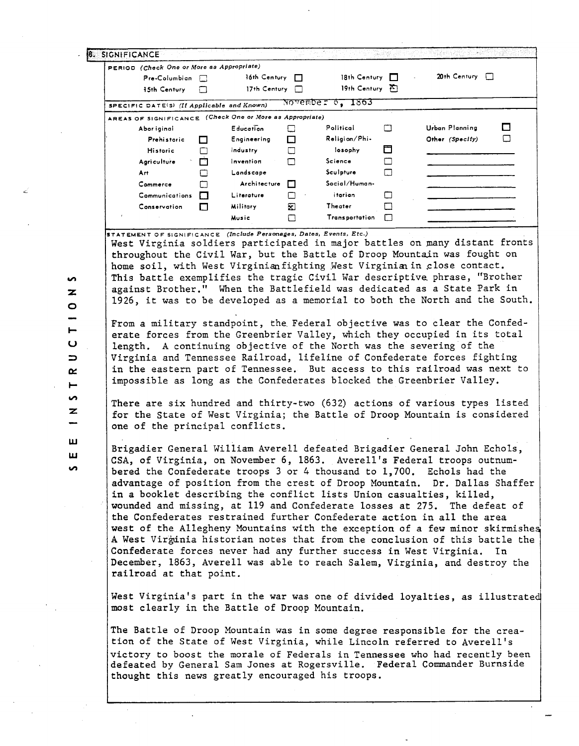## 8. SIGNIFICANCE

**PERIOD** *(Check One or More as Appropriate)*

| | | | | | | | |
|---|---|---|---|---|---|---|---|
| Pre-Columbian | ☐ | 16th Century | ☐ | 18th Century | ☐ | 20th Century | ☐ |
| 15th Century | ☐ | 17th Century | ☐ | 19th Century | ☒ | | |

**SPECIFIC DATE(S)** *(If Applicable and Known)* November 6, 1863

**AREAS OF SIGNIFICANCE** *(Check One or More as Appropriate)*

| | | | | | | | |
|---|---|---|---|---|---|---|---|
| Aboriginal | | Education | ☐ | Political | ☐ | Urban Planning | ☐ |
| Prehistoric | ☐ | Engineering | ☐ | Religion/Philosophy | ☐ | Other *(Specify)* | ☐ |
| Historic | ☐ | Industry | ☐ | | | | |
| Agriculture | ☐ | Invention | ☐ | Science | ☐ | | |
| Art | ☐ | Landscape Architecture | ☐ | Sculpture | ☐ | | |
| Commerce | ☐ | | | Social/Humanitarian | ☐ | | |
| Communications | ☐ | Literature | ☐ | | | | |
| Conservation | ☐ | Military | ☒ | Theater | ☐ | | |
| | | Music | ☐ | Transportation | ☐ | | |

**STATEMENT OF SIGNIFICANCE** *(Include Personages, Dates, Events, Etc.)*

West Virginia soldiers participated in major battles on many distant fronts throughout the Civil War, but the Battle of Droop Mountain was fought on home soil, with West Virginian fighting West Virginian in close contact. This battle exemplifies the tragic Civil War descriptive phrase, "Brother against Brother." When the Battlefield was dedicated as a State Park in 1926, it was to be developed as a memorial to both the North and the South.

From a military standpoint, the Federal objective was to clear the Confederate forces from the Greenbrier Valley, which they occupied in its total length. A continuing objective of the North was the severing of the Virginia and Tennessee Railroad, lifeline of Confederate forces fighting in the eastern part of Tennessee. But access to this railroad was next to impossible as long as the Confederates blocked the Greenbrier Valley.

There are six hundred and thirty-two (632) actions of various types listed for the State of West Virginia; the Battle of Droop Mountain is considered one of the principal conflicts.

Brigadier General William Averell defeated Brigadier General John Echols, CSA, of Virginia, on November 6, 1863. Averell's Federal troops outnumbered the Confederate troops 3 or 4 thousand to 1,700. Echols had the advantage of position from the crest of Droop Mountain. Dr. Dallas Shaffer in a booklet describing the conflict lists Union casualties, killed, wounded and missing, at 119 and Confederate losses at 275. The defeat of the Confederates restrained further Confederate action in all the area west of the Allegheny Mountains with the exception of a few minor skirmishes. A West Virginia historian notes that from the conclusion of this battle the Confederate forces never had any further success in West Virginia. In December, 1863, Averell was able to reach Salem, Virginia, and destroy the railroad at that point.

West Virginia's part in the war was one of divided loyalties, as illustrated most clearly in the Battle of Droop Mountain.

The Battle of Droop Mountain was in some degree responsible for the creation of the State of West Virginia, while Lincoln referred to Averell's victory to boost the morale of Federals in Tennessee who had recently been defeated by General Sam Jones at Rogersville. Federal Commander Burnside thought this news greatly encouraged his troops.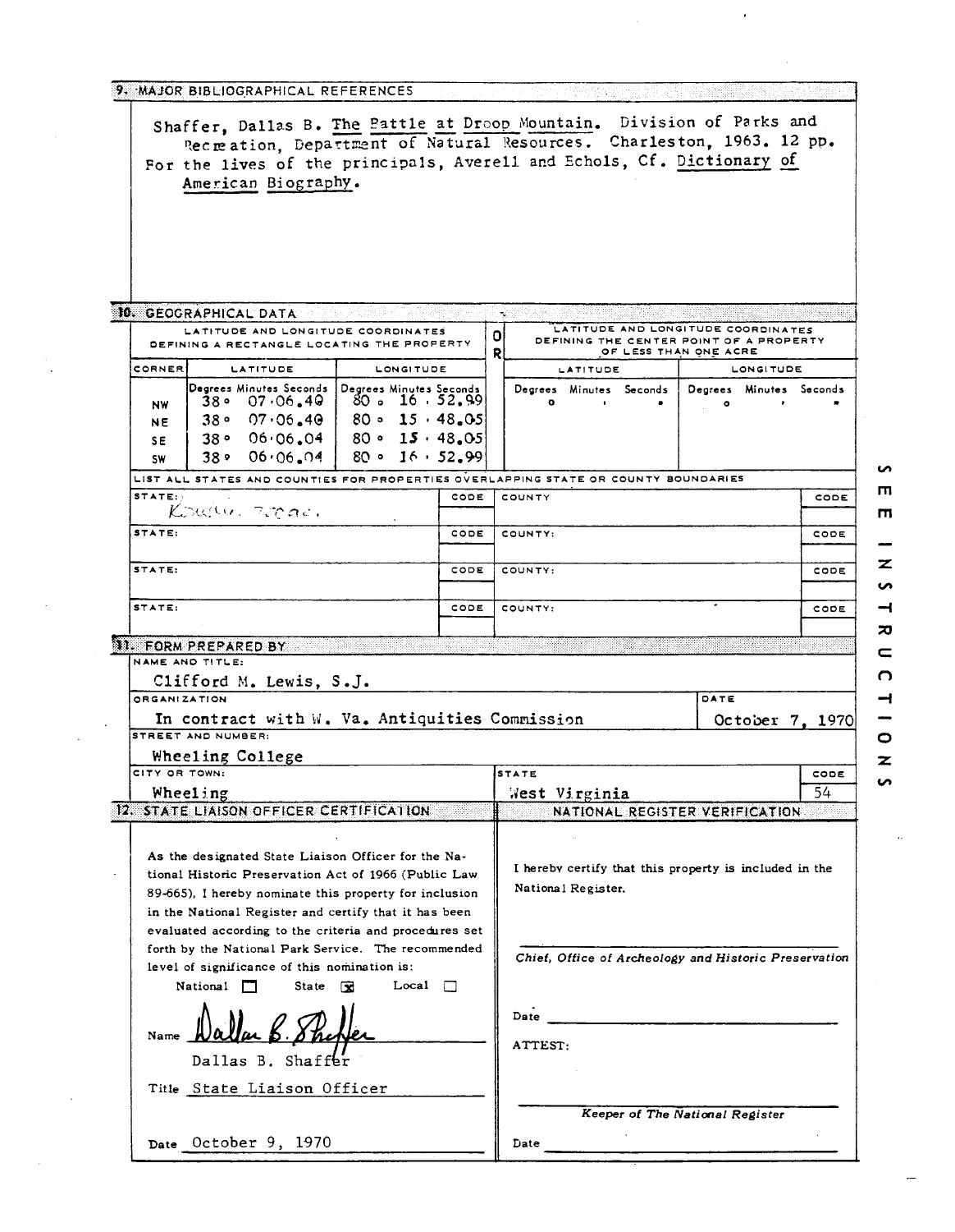## 9. MAJOR BIBLIOGRAPHICAL REFERENCES

Shaffer, Dallas B. The Battle at Droop Mountain. Division of Parks and Recreation, Department of Natural Resources. Charleston, 1963. 12 pp.
For the lives of the principals, Averell and Echols, Cf. Dictionary of American Biography.

## 10. GEOGRAPHICAL DATA

| LATITUDE AND LONGITUDE COORDINATES DEFINING A RECTANGLE LOCATING THE PROPERTY | | | O R | LATITUDE AND LONGITUDE COORDINATES DEFINING THE CENTER POINT OF A PROPERTY OF LESS THAN ONE ACRE | |
|---|---|---|---|---|---|
| CORNER | LATITUDE | LONGITUDE | | LATITUDE | LONGITUDE |
| | Degrees Minutes Seconds | Degrees Minutes Seconds | | Degrees Minutes Seconds | Degrees Minutes Seconds |
| NW | 38° 07' 06.40 | 80° 16' 52.99 | | ° ' " | ° ' " |
| NE | 38° 07' 06.40 | 80° 15' 48.05 | | | |
| SE | 38° 06' 06.04 | 80° 15' 48.05 | | | |
| SW | 38° 06' 06.04 | 80° 16' 52.99 | | | |

LIST ALL STATES AND COUNTIES FOR PROPERTIES OVERLAPPING STATE OR COUNTY BOUNDARIES

| STATE: | CODE | COUNTY | CODE |
|---|---|---|---|
| None known. | | | |
| STATE: | CODE | COUNTY: | CODE |
| STATE: | CODE | COUNTY: | CODE |
| STATE: | CODE | COUNTY: | CODE |

## 11. FORM PREPARED BY

NAME AND TITLE:
Clifford M. Lewis, S.J.

ORGANIZATION: In contract with W. Va. Antiquities Commission

DATE: October 7, 1970

STREET AND NUMBER: Wheeling College

CITY OR TOWN: Wheeling

STATE: West Virginia

CODE: 54

## 12. STATE LIAISON OFFICER CERTIFICATION

As the designated State Liaison Officer for the National Historic Preservation Act of 1966 (Public Law 89-665), I hereby nominate this property for inclusion in the National Register and certify that it has been evaluated according to the criteria and procedures set forth by the National Park Service. The recommended level of significance of this nomination is:

National ☐ State ☒ Local ☐

Name Dallas B. Shaffer

Title State Liaison Officer

Date October 9, 1970

## NATIONAL REGISTER VERIFICATION

I hereby certify that this property is included in the National Register.

*Chief, Office of Archeology and Historic Preservation*

Date

ATTEST:

*Keeper of The National Register*

Date

SEE INSTRUCTIONS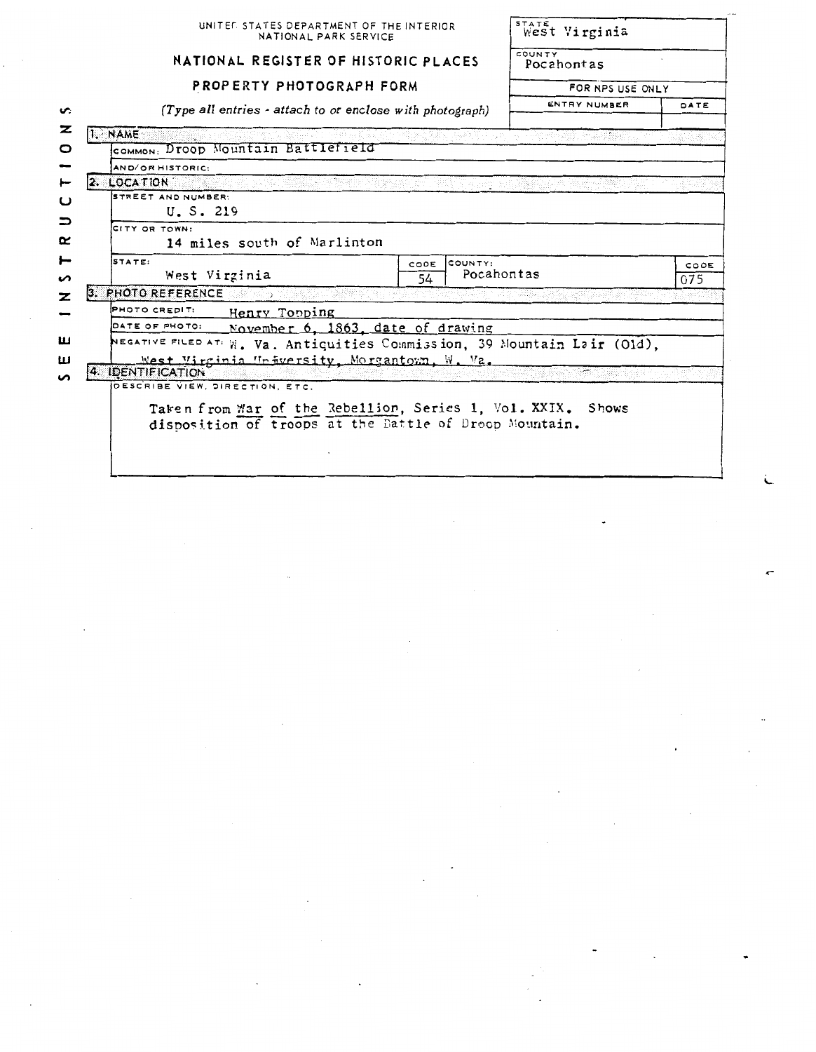UNITED STATES DEPARTMENT OF THE INTERIOR
NATIONAL PARK SERVICE

# NATIONAL REGISTER OF HISTORIC PLACES

## PROPERTY PHOTOGRAPH FORM

*(Type all entries - attach to or enclose with photograph)*

| STATE | West Virginia |
|---|---|
| COUNTY | Pocahontas |

| FOR NPS USE ONLY | |
|---|---|
| ENTRY NUMBER | DATE |
| | |

SEE INSTRUCTIONS

**1. NAME**

COMMON: Droop Mountain Battlefield

AND/OR HISTORIC:

**2. LOCATION**

STREET AND NUMBER: U. S. 219

CITY OR TOWN: 14 miles south of Marlinton

| STATE: | CODE | COUNTY: | CODE |
|---|---|---|---|
| West Virginia | 54 | Pocahontas | 075 |

**3. PHOTO REFERENCE**

PHOTO CREDIT: Henry Topping

DATE OF PHOTO: November 6, 1863, date of drawing

NEGATIVE FILED AT: W. Va. Antiquities Commission, 39 Mountain Lair (Old), West Virginia University, Morgantown, W. Va.

**4. IDENTIFICATION**

DESCRIBE VIEW, DIRECTION, ETC.

Taken from War of the Rebellion, Series 1, Vol. XXIX. Shows disposition of troops at the Battle of Droop Mountain.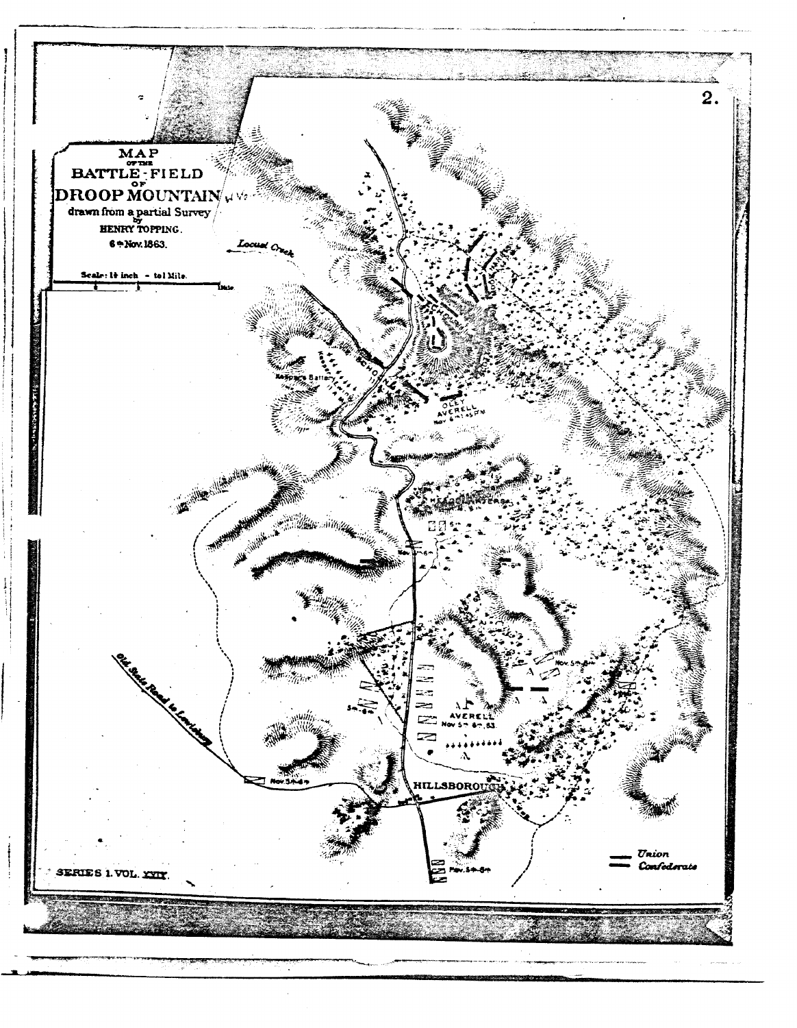# MAP OF THE BATTLE-FIELD OF DROOP MOUNTAIN W.Va.

drawn from a partial Survey by HENRY TOPPING.

6th Nov. 1863.

Scale: 1½ inch - to 1 Mile.

Locust Creek

SCHOONMAKER

Keeper's Battery

OLEY

AVERELL Nov 6th 1:45 P.M.

HEADQUARTERS

Old State Road to Lewisburg

AVERELL Nov 5th 6th, 63.

HILLSBOROUGH

Nov. 5th-6th

Union

Confederate

SERIES 1. VOL. XXIX.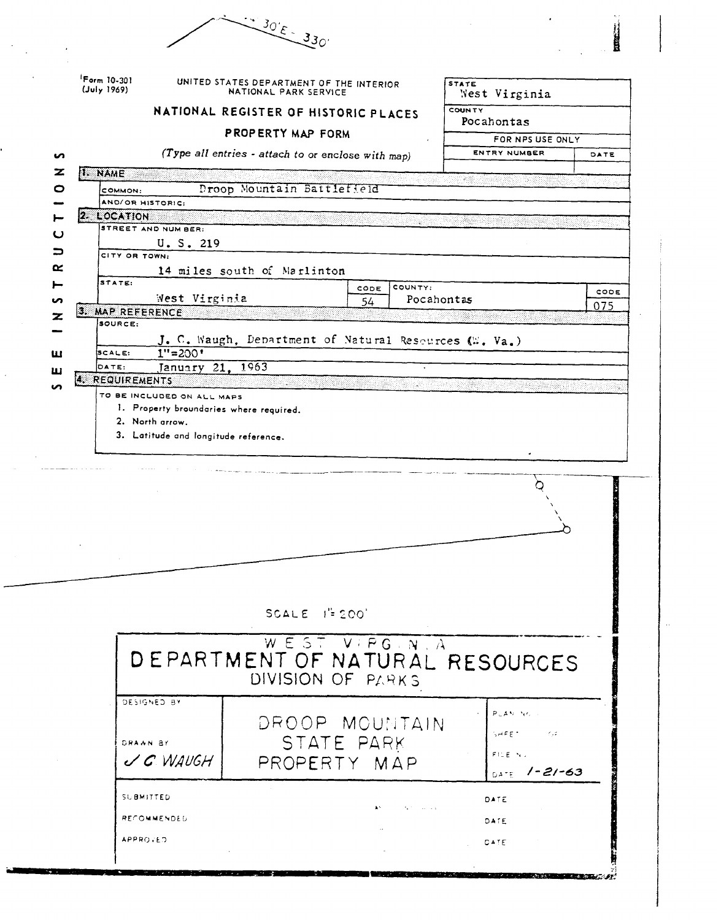30'E - 330'

Form 10-301
(July 1969)

UNITED STATES DEPARTMENT OF THE INTERIOR
NATIONAL PARK SERVICE

# NATIONAL REGISTER OF HISTORIC PLACES

## PROPERTY MAP FORM

*(Type all entries - attach to or enclose with map)*

| STATE | |
|---|---|
| West Virginia | |
| COUNTY | |
| Pocahontas | |
| FOR NPS USE ONLY | |
| ENTRY NUMBER | DATE |
| | |

SEE INSTRUCTIONS

**1. NAME**

COMMON: Droop Mountain Battlefield

AND/OR HISTORIC:

**2. LOCATION**

STREET AND NUMBER:
U. S. 219

CITY OR TOWN:
14 miles south of Marlinton

| STATE: | CODE | COUNTY: | CODE |
|---|---|---|---|
| West Virginia | 54 | Pocahontas | 075 |

**3. MAP REFERENCE**

SOURCE:
J. C. Waugh, Department of Natural Resources (W. Va.)

SCALE: 1"=200'

DATE: January 21, 1963

**4. REQUIREMENTS**

TO BE INCLUDED ON ALL MAPS

1. Property broundaries where required.
2. North arrow.
3. Latitude and longitude reference.

SCALE 1"=200'

WEST VIRGINIA
DEPARTMENT OF NATURAL RESOURCES
DIVISION OF PARKS

| DESIGNED BY | | PLAN NO. |
|---|---|---|
| DRAWN BY J C WAUGH | DROOP MOUNTAIN STATE PARK PROPERTY MAP | SHEET OF |
| | | FILE NO. |
| | | DATE 1-21-63 |

SUBMITTED DATE

RECOMMENDED DATE

APPROVED DATE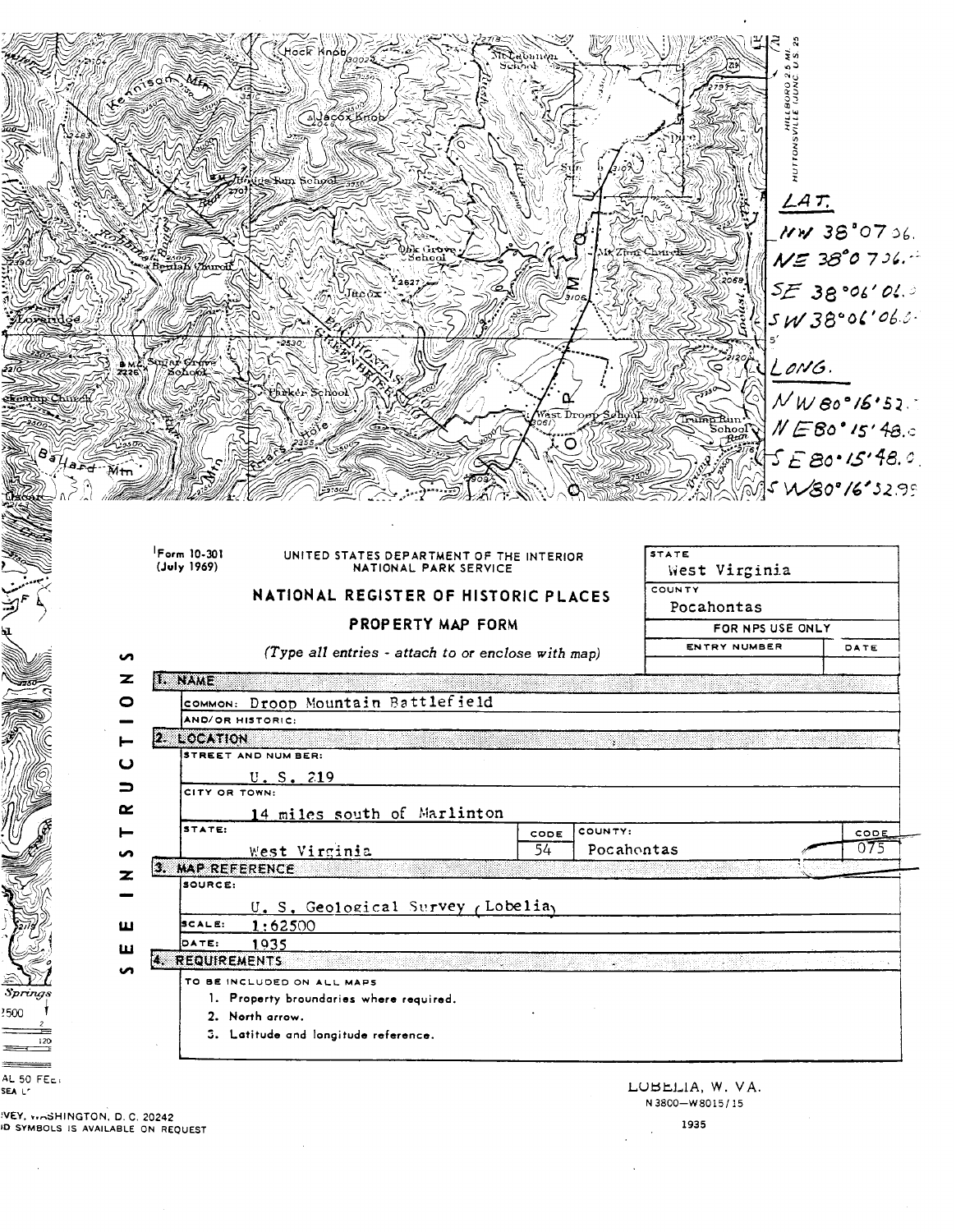LAT.

NW 38°07'06.

NE 38°07'06.

SE 38°06'06.

SW 38°06'06.0

LONG.

NW 80°16'52.

NE 80°15'48.0

SE 80°15'48.0

SW 80°16'52.99

Form 10-301 (July 1969)

UNITED STATES DEPARTMENT OF THE INTERIOR
NATIONAL PARK SERVICE

# NATIONAL REGISTER OF HISTORIC PLACES

## PROPERTY MAP FORM

*(Type all entries - attach to or enclose with map)*

| STATE | |
|---|---|
| West Virginia | |
| COUNTY | |
| Pocahontas | |
| FOR NPS USE ONLY | |
| ENTRY NUMBER | DATE |

SEE INSTRUCTIONS

**1. NAME**

COMMON: Droop Mountain Battlefield

AND/OR HISTORIC:

**2. LOCATION**

STREET AND NUMBER:

U. S. 219

CITY OR TOWN:

14 miles south of Marlinton

| STATE: | CODE | COUNTY: | CODE |
|---|---|---|---|
| West Virginia | 54 | Pocahontas | 075 |

**3. MAP REFERENCE**

SOURCE:

U. S. Geological Survey (Lobelia)

SCALE: 1:62500

DATE: 1935

**4. REQUIREMENTS**

TO BE INCLUDED ON ALL MAPS

1. Property boundaries where required.
2. North arrow.
3. Latitude and longitude reference.

LOBELIA, W. VA.
N 3800—W8015/15
1935